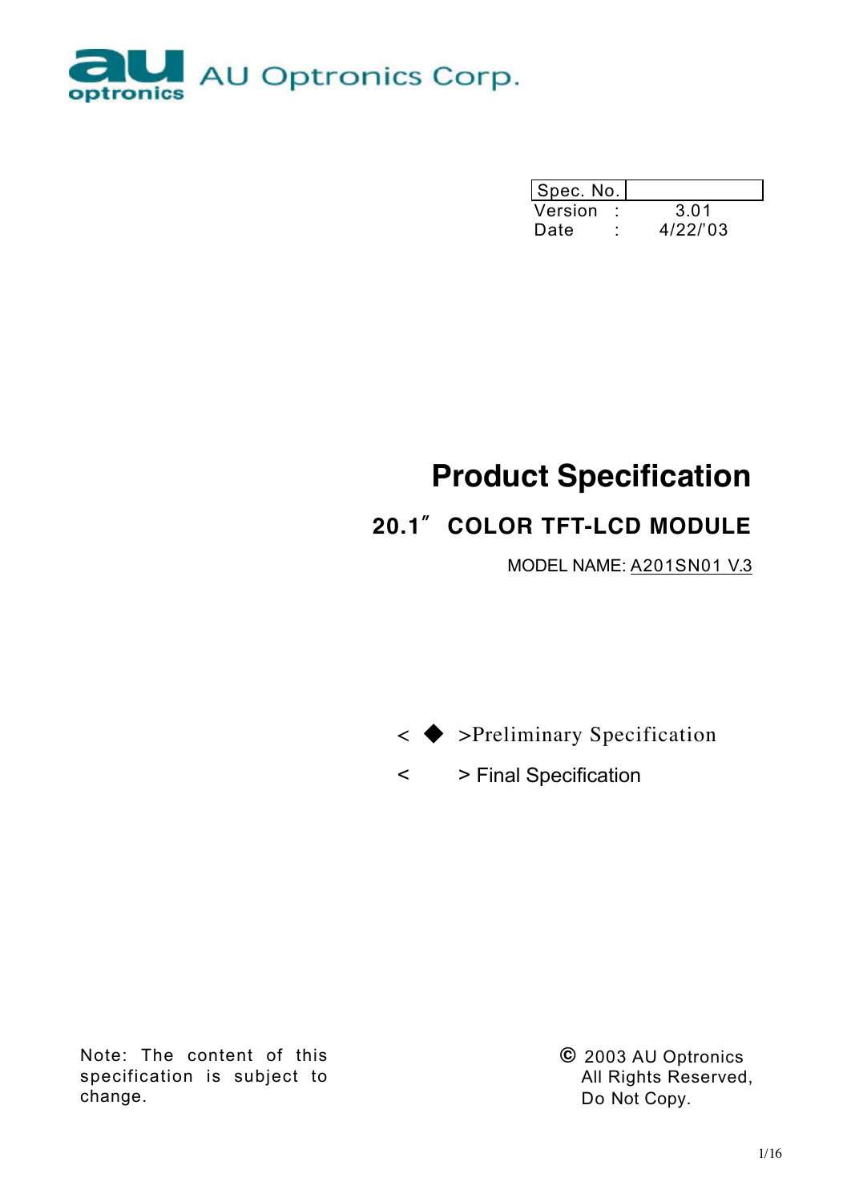AU Optronics Corp.

| Spec. No. | |
|---|---|
| Version : | 3.01 |
| Date : | 4/22/'03 |

# Product Specification

## 20.1" COLOR TFT-LCD MODULE

MODEL NAME: A201SN01 V.3

< ◆ >Preliminary Specification

< > Final Specification

Note: The content of this specification is subject to change.

© 2003 AU Optronics
All Rights Reserved,
Do Not Copy.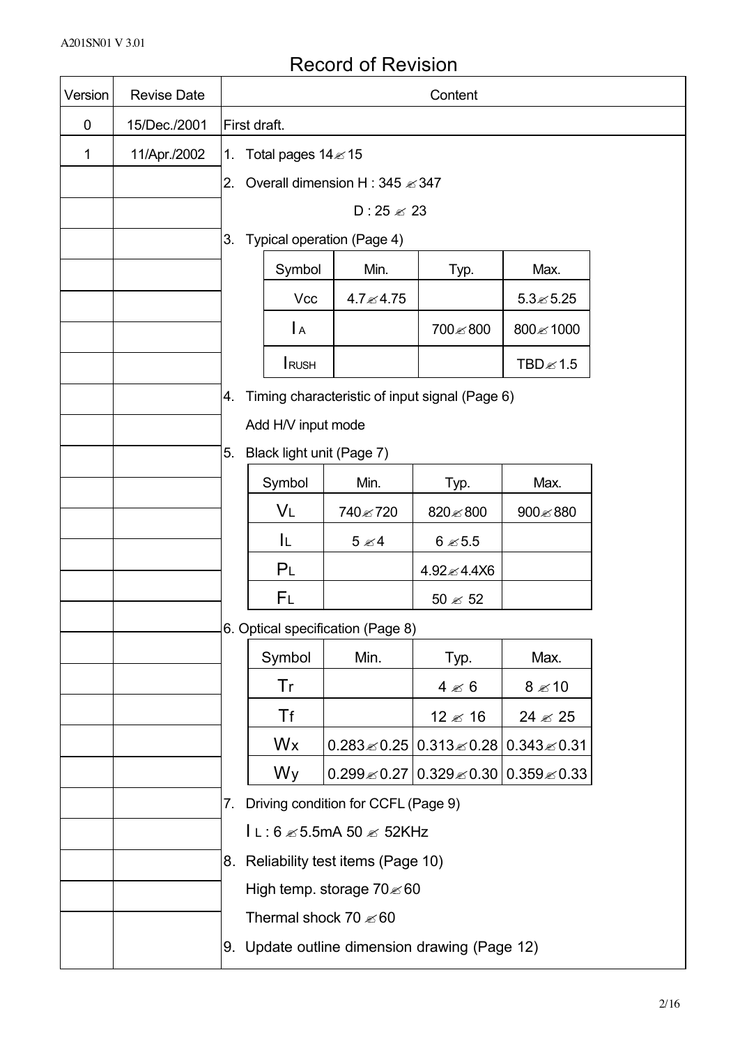# Record of Revision

| Version | Revise Date | Content |
|---|---|---|
| 0 | 15/Dec./2001 | First draft. |
| 1 | 11/Apr./2002 | 1. Total pages 14✍15 |
| | | 2. Overall dimension H : 345 ✍347 |
| | | D : 25 ✍ 23 |
| | | 3. Typical operation (Page 4) |

| Symbol | Min. | Typ. | Max. |
|---|---|---|---|
| Vcc | 4.7✍4.75 | | 5.3✍5.25 |
| $I_A$ | | 700✍800 | 800✍1000 |
| $I_{RUSH}$ | | | TBD✍1.5 |

4. Timing characteristic of input signal (Page 6)

   Add H/V input mode

5. Black light unit (Page 7)

| Symbol | Min. | Typ. | Max. |
|---|---|---|---|
| $V_L$ | 740✍720 | 820✍800 | 900✍880 |
| $I_L$ | 5 ✍4 | 6 ✍5.5 | |
| $P_L$ | | 4.92✍4.4X6 | |
| $F_L$ | | 50 ✍ 52 | |

6. Optical specification (Page 8)

| Symbol | Min. | Typ. | Max. |
|---|---|---|---|
| Tr | | 4 ✍ 6 | 8 ✍10 |
| Tf | | 12 ✍ 16 | 24 ✍ 25 |
| Wx | 0.283✍0.25 | 0.313✍0.28 | 0.343✍0.31 |
| Wy | 0.299✍0.27 | 0.329✍0.30 | 0.359✍0.33 |

7. Driving condition for CCFL (Page 9)

   $I_L$ : 6 ✍5.5mA 50 ✍ 52KHz

8. Reliability test items (Page 10)

   High temp. storage 70✍60

   Thermal shock 70 ✍60

9. Update outline dimension drawing (Page 12)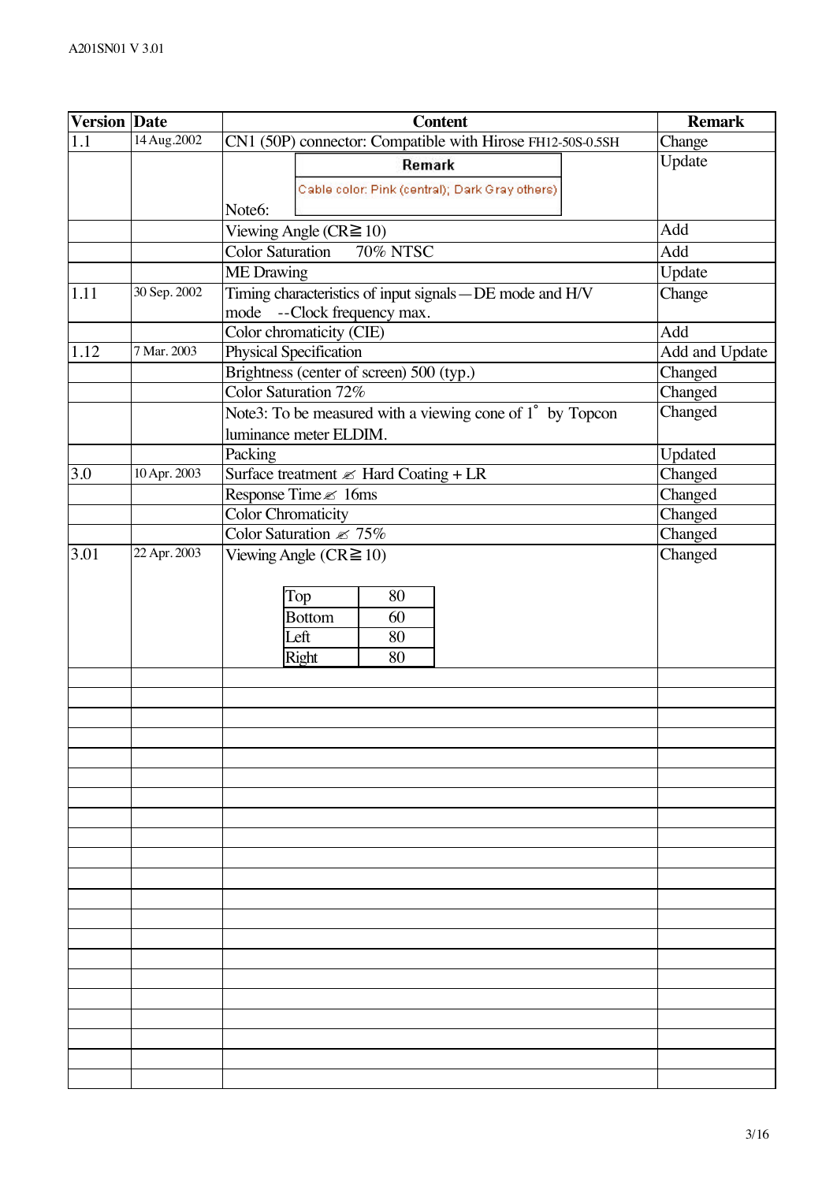| Version | Date | Content | Remark |
|---|---|---|---|
| 1.1 | 14 Aug.2002 | CN1 (50P) connector: Compatible with Hirose FH12-50S-0.5SH | Change |
| | | Note6: Remark: Cable color: Pink (central); Dark Gray others) | Update |
| | | Viewing Angle (CR≧10) | Add |
| | | Color Saturation 70% NTSC | Add |
| | | ME Drawing | Update |
| 1.11 | 30 Sep. 2002 | Timing characteristics of input signals—DE mode and H/V mode --Clock frequency max. | Change |
| | | Color chromaticity (CIE) | Add |
| 1.12 | 7 Mar. 2003 | Physical Specification | Add and Update |
| | | Brightness (center of screen) 500 (typ.) | Changed |
| | | Color Saturation 72% | Changed |
| | | Note3: To be measured with a viewing cone of 1° by Topcon luminance meter ELDIM. | Changed |
| | | Packing | Updated |
| 3.0 | 10 Apr. 2003 | Surface treatment ✍ Hard Coating + LR | Changed |
| | | Response Time ✍ 16ms | Changed |
| | | Color Chromaticity | Changed |
| | | Color Saturation ✍ 75% | Changed |
| 3.01 | 22 Apr. 2003 | Viewing Angle (CR≧10)<br>Top: 80<br>Bottom: 60<br>Left: 80<br>Right: 80 | Changed |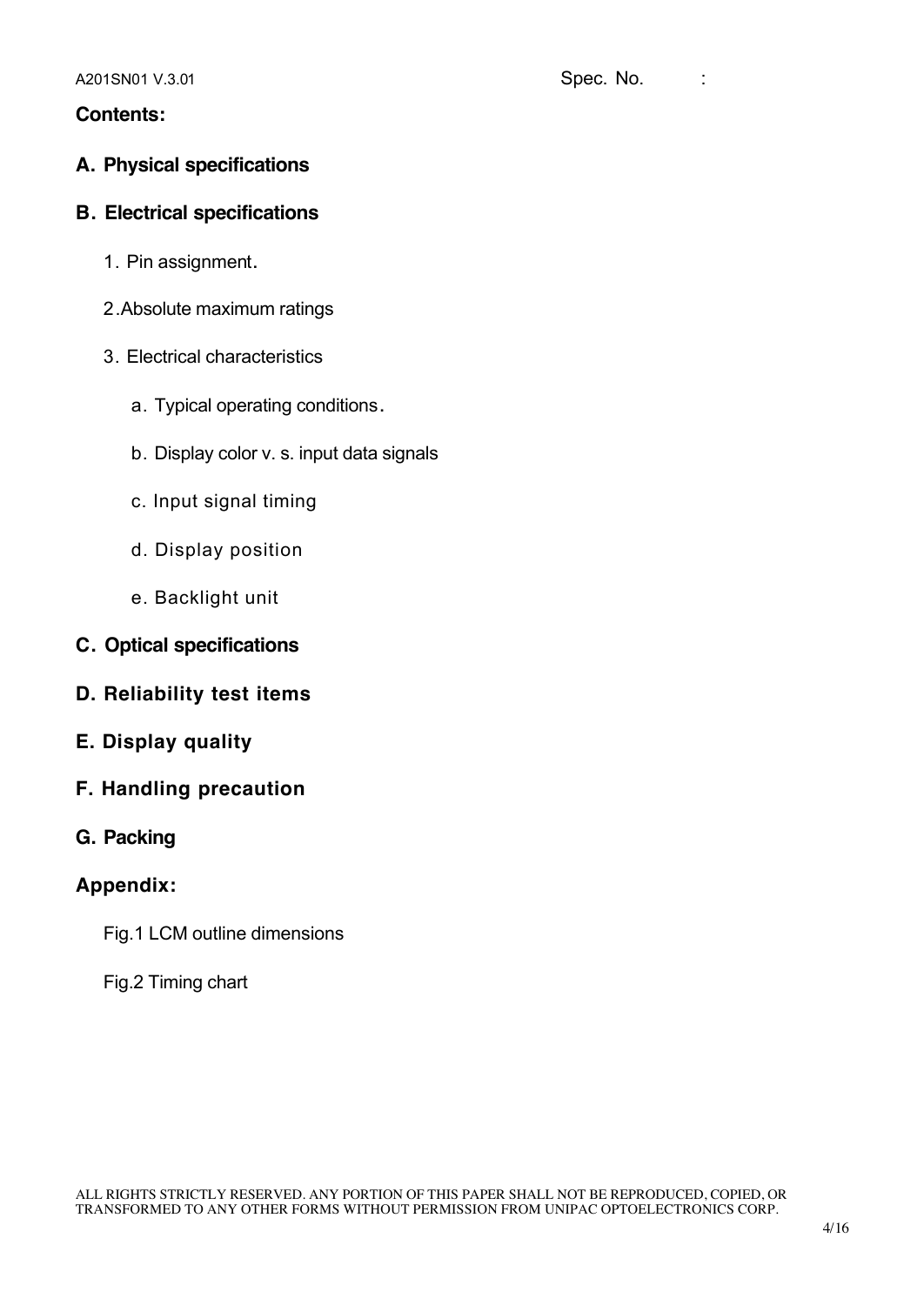**Contents:**

**A. Physical specifications**

**B. Electrical specifications**

1. Pin assignment.

2. Absolute maximum ratings

3. Electrical characteristics

   a. Typical operating conditions.

   b. Display color v. s. input data signals

   c. Input signal timing

   d. Display position

   e. Backlight unit

**C. Optical specifications**

**D. Reliability test items**

**E. Display quality**

**F. Handling precaution**

**G. Packing**

**Appendix:**

Fig.1 LCM outline dimensions

Fig.2 Timing chart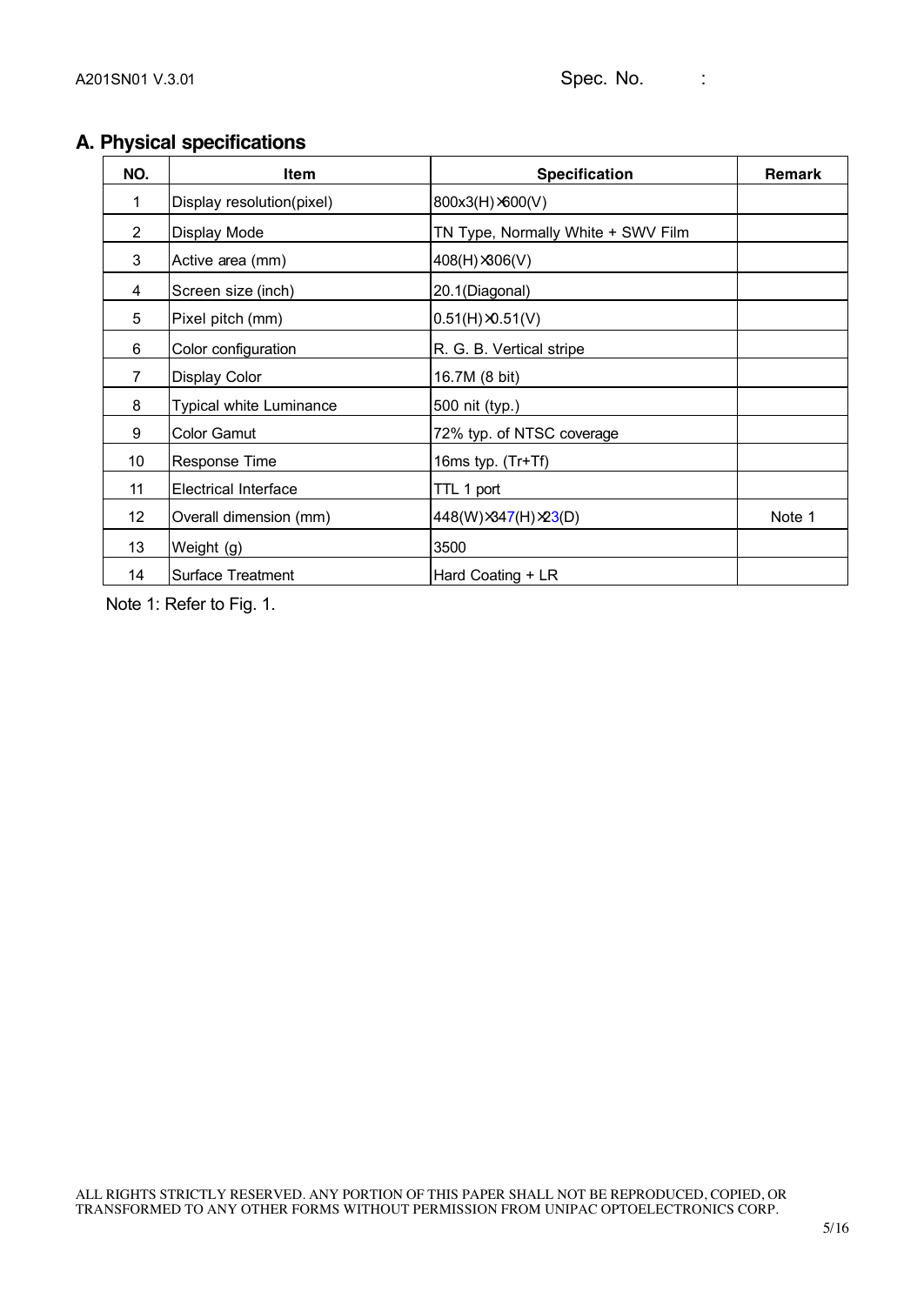## A. Physical specifications

| NO. | Item | Specification | Remark |
|---|---|---|---|
| 1 | Display resolution(pixel) | 800x3(H)×600(V) | |
| 2 | Display Mode | TN Type, Normally White + SWV Film | |
| 3 | Active area (mm) | 408(H)×306(V) | |
| 4 | Screen size (inch) | 20.1(Diagonal) | |
| 5 | Pixel pitch (mm) | 0.51(H)×0.51(V) | |
| 6 | Color configuration | R. G. B. Vertical stripe | |
| 7 | Display Color | 16.7M (8 bit) | |
| 8 | Typical white Luminance | 500 nit (typ.) | |
| 9 | Color Gamut | 72% typ. of NTSC coverage | |
| 10 | Response Time | 16ms typ. (Tr+Tf) | |
| 11 | Electrical Interface | TTL 1 port | |
| 12 | Overall dimension (mm) | 448(W)×347(H)×23(D) | Note 1 |
| 13 | Weight (g) | 3500 | |
| 14 | Surface Treatment | Hard Coating + LR | |

Note 1: Refer to Fig. 1.

ALL RIGHTS STRICTLY RESERVED. ANY PORTION OF THIS PAPER SHALL NOT BE REPRODUCED, COPIED, OR TRANSFORMED TO ANY OTHER FORMS WITHOUT PERMISSION FROM UNIPAC OPTOELECTRONICS CORP.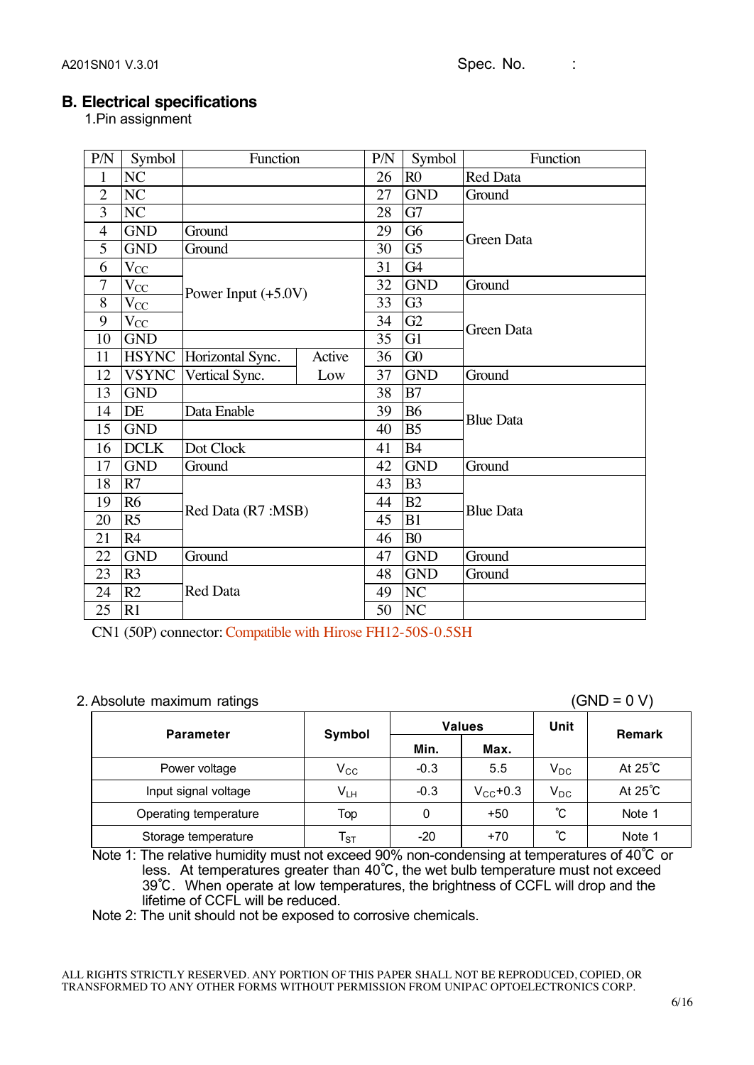## B. Electrical specifications

1.Pin assignment

| P/N | Symbol | Function | | P/N | Symbol | Function |
|---|---|---|---|---|---|---|
| 1 | NC | | | 26 | R0 | Red Data |
| 2 | NC | | | 27 | GND | Ground |
| 3 | NC | | | 28 | G7 | Green Data |
| 4 | GND | Ground | | 29 | G6 | Green Data |
| 5 | GND | Ground | | 30 | G5 | Green Data |
| 6 | $V_{CC}$ | Power Input (+5.0V) | | 31 | G4 | Green Data |
| 7 | $V_{CC}$ | Power Input (+5.0V) | | 32 | GND | Ground |
| 8 | $V_{CC}$ | Power Input (+5.0V) | | 33 | G3 | Green Data |
| 9 | $V_{CC}$ | Power Input (+5.0V) | | 34 | G2 | Green Data |
| 10 | GND | | | 35 | G1 | Green Data |
| 11 | HSYNC | Horizontal Sync. | Active Low | 36 | G0 | Green Data |
| 12 | VSYNC | Vertical Sync. | Active Low | 37 | GND | Ground |
| 13 | GND | | | 38 | B7 | Blue Data |
| 14 | DE | Data Enable | | 39 | B6 | Blue Data |
| 15 | GND | | | 40 | B5 | Blue Data |
| 16 | DCLK | Dot Clock | | 41 | B4 | Blue Data |
| 17 | GND | Ground | | 42 | GND | Ground |
| 18 | R7 | Red Data (R7 :MSB) | | 43 | B3 | Blue Data |
| 19 | R6 | Red Data (R7 :MSB) | | 44 | B2 | Blue Data |
| 20 | R5 | Red Data (R7 :MSB) | | 45 | B1 | Blue Data |
| 21 | R4 | Red Data (R7 :MSB) | | 46 | B0 | Blue Data |
| 22 | GND | Ground | | 47 | GND | Ground |
| 23 | R3 | Red Data | | 48 | GND | Ground |
| 24 | R2 | Red Data | | 49 | NC | |
| 25 | R1 | Red Data | | 50 | NC | |

CN1 (50P) connector: Compatible with Hirose FH12-50S-0.5SH

2. Absolute maximum ratings (GND = 0 V)

| Parameter | Symbol | Values | | Unit | Remark |
|---|---|---|---|---|---|
| | | Min. | Max. | | |
| Power voltage | $V_{CC}$ | -0.3 | 5.5 | $V_{DC}$ | At 25℃ |
| Input signal voltage | $V_{LH}$ | -0.3 | $V_{CC}$+0.3 | $V_{DC}$ | At 25℃ |
| Operating temperature | Top | 0 | +50 | ℃ | Note 1 |
| Storage temperature | $T_{ST}$ | -20 | +70 | ℃ | Note 1 |

Note 1: The relative humidity must not exceed 90% non-condensing at temperatures of 40℃ or less. At temperatures greater than 40℃, the wet bulb temperature must not exceed 39℃. When operate at low temperatures, the brightness of CCFL will drop and the lifetime of CCFL will be reduced.

Note 2: The unit should not be exposed to corrosive chemicals.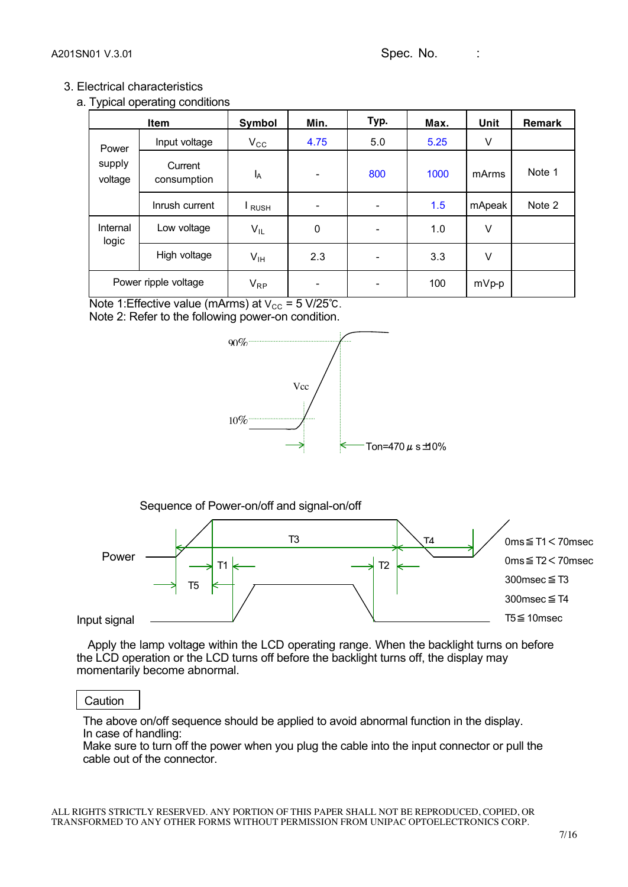## 3. Electrical characteristics

### a. Typical operating conditions

| Item | | Symbol | Min. | Typ. | Max. | Unit | Remark |
|---|---|---|---|---|---|---|---|
| Power supply voltage | Input voltage | $V_{CC}$ | 4.75 | 5.0 | 5.25 | V | |
| | Current consumption | $I_A$ | - | 800 | 1000 | mArms | Note 1 |
| | Inrush current | $I_{RUSH}$ | - | - | 1.5 | mApeak | Note 2 |
| Internal logic | Low voltage | $V_{IL}$ | 0 | - | 1.0 | V | |
| | High voltage | $V_{IH}$ | 2.3 | - | 3.3 | V | |
| Power ripple voltage | | $V_{RP}$ | - | - | 100 | mVp-p | |

Note 1:Effective value (mArms) at $V_{CC}$ = 5 V/25℃.
Note 2: Refer to the following power-on condition.

90%
Vcc
10%
Ton=470 μ s ±10%

Sequence of Power-on/off and signal-on/off

Power
Input signal
T1 T2 T3 T4 T5

0ms ≦ T1 < 70msec
0ms ≦ T2 < 70msec
300msec ≦ T3
300msec ≦ T4
T5 ≦ 10msec

Apply the lamp voltage within the LCD operating range. When the backlight turns on before the LCD operation or the LCD turns off before the backlight turns off, the display may momentarily become abnormal.

**Caution**

The above on/off sequence should be applied to avoid abnormal function in the display.
In case of handling:
Make sure to turn off the power when you plug the cable into the input connector or pull the cable out of the connector.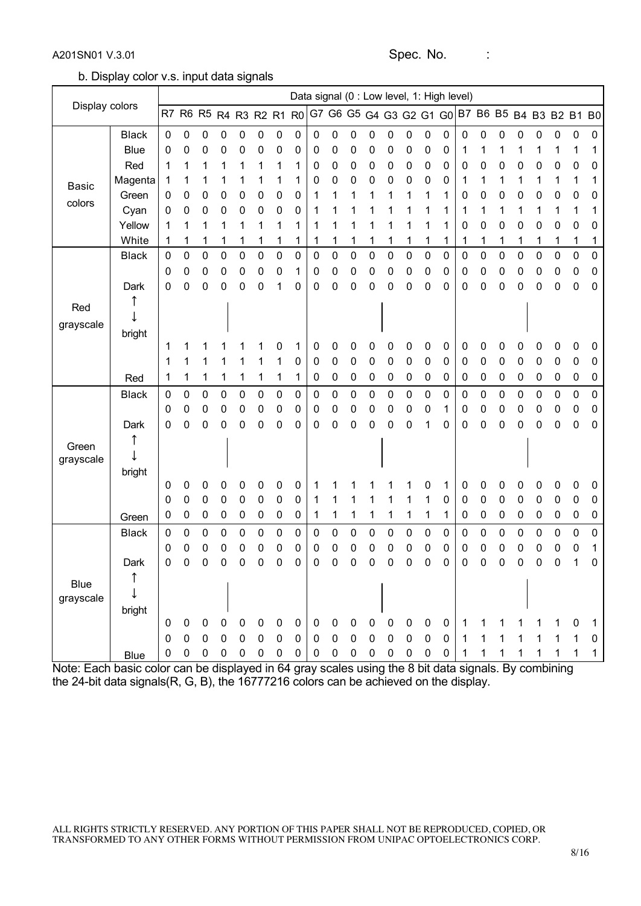b. Display color v.s. input data signals

| Display colors | | R7 | R6 | R5 | R4 | R3 | R2 | R1 | R0 | G7 | G6 | G5 | G4 | G3 | G2 | G1 | G0 | B7 | B6 | B5 | B4 | B3 | B2 | B1 | B0 |
|---|---|---|---|---|---|---|---|---|---|---|---|---|---|---|---|---|---|---|---|---|---|---|---|---|---|
| | | Data signal (0 : Low level, 1: High level) | | | | | | | | | | | | | | | | | | | | | | | |
| Basic colors | Black | 0 | 0 | 0 | 0 | 0 | 0 | 0 | 0 | 0 | 0 | 0 | 0 | 0 | 0 | 0 | 0 | 0 | 0 | 0 | 0 | 0 | 0 | 0 | 0 |
| | Blue | 0 | 0 | 0 | 0 | 0 | 0 | 0 | 0 | 0 | 0 | 0 | 0 | 0 | 0 | 0 | 0 | 1 | 1 | 1 | 1 | 1 | 1 | 1 | 1 |
| | Red | 1 | 1 | 1 | 1 | 1 | 1 | 1 | 1 | 0 | 0 | 0 | 0 | 0 | 0 | 0 | 0 | 0 | 0 | 0 | 0 | 0 | 0 | 0 | 0 |
| | Magenta | 1 | 1 | 1 | 1 | 1 | 1 | 1 | 1 | 0 | 0 | 0 | 0 | 0 | 0 | 0 | 0 | 1 | 1 | 1 | 1 | 1 | 1 | 1 | 1 |
| | Green | 0 | 0 | 0 | 0 | 0 | 0 | 0 | 0 | 1 | 1 | 1 | 1 | 1 | 1 | 1 | 1 | 0 | 0 | 0 | 0 | 0 | 0 | 0 | 0 |
| | Cyan | 0 | 0 | 0 | 0 | 0 | 0 | 0 | 0 | 1 | 1 | 1 | 1 | 1 | 1 | 1 | 1 | 1 | 1 | 1 | 1 | 1 | 1 | 1 | 1 |
| | Yellow | 1 | 1 | 1 | 1 | 1 | 1 | 1 | 1 | 1 | 1 | 1 | 1 | 1 | 1 | 1 | 1 | 0 | 0 | 0 | 0 | 0 | 0 | 0 | 0 |
| | White | 1 | 1 | 1 | 1 | 1 | 1 | 1 | 1 | 1 | 1 | 1 | 1 | 1 | 1 | 1 | 1 | 1 | 1 | 1 | 1 | 1 | 1 | 1 | 1 |
| Red grayscale | Black | 0 | 0 | 0 | 0 | 0 | 0 | 0 | 0 | 0 | 0 | 0 | 0 | 0 | 0 | 0 | 0 | 0 | 0 | 0 | 0 | 0 | 0 | 0 | 0 |
| | | 0 | 0 | 0 | 0 | 0 | 0 | 0 | 1 | 0 | 0 | 0 | 0 | 0 | 0 | 0 | 0 | 0 | 0 | 0 | 0 | 0 | 0 | 0 | 0 |
| | Dark | 0 | 0 | 0 | 0 | 0 | 0 | 1 | 0 | 0 | 0 | 0 | 0 | 0 | 0 | 0 | 0 | 0 | 0 | 0 | 0 | 0 | 0 | 0 | 0 |
| | ↑<br>↓<br>bright | | | | \| | | | | | | | | | \| | | | | | | | | \| | | | |
| | | 1 | 1 | 1 | 1 | 1 | 1 | 0 | 1 | 0 | 0 | 0 | 0 | 0 | 0 | 0 | 0 | 0 | 0 | 0 | 0 | 0 | 0 | 0 | 0 |
| | | 1 | 1 | 1 | 1 | 1 | 1 | 1 | 0 | 0 | 0 | 0 | 0 | 0 | 0 | 0 | 0 | 0 | 0 | 0 | 0 | 0 | 0 | 0 | 0 |
| | Red | 1 | 1 | 1 | 1 | 1 | 1 | 1 | 1 | 0 | 0 | 0 | 0 | 0 | 0 | 0 | 0 | 0 | 0 | 0 | 0 | 0 | 0 | 0 | 0 |
| Green grayscale | Black | 0 | 0 | 0 | 0 | 0 | 0 | 0 | 0 | 0 | 0 | 0 | 0 | 0 | 0 | 0 | 0 | 0 | 0 | 0 | 0 | 0 | 0 | 0 | 0 |
| | | 0 | 0 | 0 | 0 | 0 | 0 | 0 | 0 | 0 | 0 | 0 | 0 | 0 | 0 | 0 | 1 | 0 | 0 | 0 | 0 | 0 | 0 | 0 | 0 |
| | Dark | 0 | 0 | 0 | 0 | 0 | 0 | 0 | 0 | 0 | 0 | 0 | 0 | 0 | 0 | 1 | 0 | 0 | 0 | 0 | 0 | 0 | 0 | 0 | 0 |
| | ↑<br>↓<br>bright | | | | \| | | | | | | | | | \| | | | | | | | | \| | | | |
| | | 0 | 0 | 0 | 0 | 0 | 0 | 0 | 0 | 1 | 1 | 1 | 1 | 1 | 1 | 0 | 1 | 0 | 0 | 0 | 0 | 0 | 0 | 0 | 0 |
| | | 0 | 0 | 0 | 0 | 0 | 0 | 0 | 0 | 1 | 1 | 1 | 1 | 1 | 1 | 1 | 0 | 0 | 0 | 0 | 0 | 0 | 0 | 0 | 0 |
| | Green | 0 | 0 | 0 | 0 | 0 | 0 | 0 | 0 | 1 | 1 | 1 | 1 | 1 | 1 | 1 | 1 | 0 | 0 | 0 | 0 | 0 | 0 | 0 | 0 |
| Blue grayscale | Black | 0 | 0 | 0 | 0 | 0 | 0 | 0 | 0 | 0 | 0 | 0 | 0 | 0 | 0 | 0 | 0 | 0 | 0 | 0 | 0 | 0 | 0 | 0 | 0 |
| | | 0 | 0 | 0 | 0 | 0 | 0 | 0 | 0 | 0 | 0 | 0 | 0 | 0 | 0 | 0 | 0 | 0 | 0 | 0 | 0 | 0 | 0 | 0 | 1 |
| | Dark | 0 | 0 | 0 | 0 | 0 | 0 | 0 | 0 | 0 | 0 | 0 | 0 | 0 | 0 | 0 | 0 | 0 | 0 | 0 | 0 | 0 | 0 | 1 | 0 |
| | ↑<br>↓<br>bright | | | | \| | | | | | | | | | \| | | | | | | | | \| | | | |
| | | 0 | 0 | 0 | 0 | 0 | 0 | 0 | 0 | 0 | 0 | 0 | 0 | 0 | 0 | 0 | 0 | 1 | 1 | 1 | 1 | 1 | 1 | 0 | 1 |
| | | 0 | 0 | 0 | 0 | 0 | 0 | 0 | 0 | 0 | 0 | 0 | 0 | 0 | 0 | 0 | 0 | 1 | 1 | 1 | 1 | 1 | 1 | 1 | 0 |
| | Blue | 0 | 0 | 0 | 0 | 0 | 0 | 0 | 0 | 0 | 0 | 0 | 0 | 0 | 0 | 0 | 0 | 1 | 1 | 1 | 1 | 1 | 1 | 1 | 1 |

Note: Each basic color can be displayed in 64 gray scales using the 8 bit data signals. By combining the 24-bit data signals(R, G, B), the 16777216 colors can be achieved on the display.

ALL RIGHTS STRICTLY RESERVED. ANY PORTION OF THIS PAPER SHALL NOT BE REPRODUCED, COPIED, OR TRANSFORMED TO ANY OTHER FORMS WITHOUT PERMISSION FROM UNIPAC OPTOELECTRONICS CORP.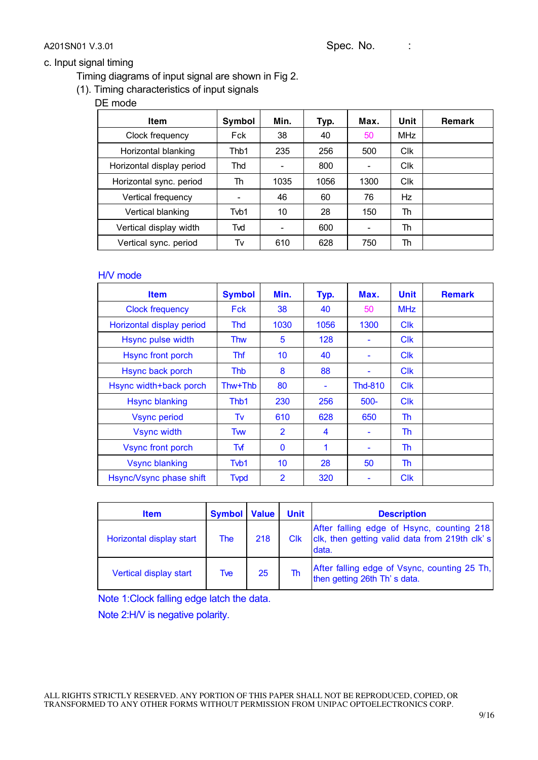c. Input signal timing

Timing diagrams of input signal are shown in Fig 2.

(1). Timing characteristics of input signals

DE mode

| Item | Symbol | Min. | Typ. | Max. | Unit | Remark |
|---|---|---|---|---|---|---|
| Clock frequency | Fck | 38 | 40 | 50 | MHz | |
| Horizontal blanking | Thb1 | 235 | 256 | 500 | Clk | |
| Horizontal display period | Thd | - | 800 | - | Clk | |
| Horizontal sync. period | Th | 1035 | 1056 | 1300 | Clk | |
| Vertical frequency | - | 46 | 60 | 76 | Hz | |
| Vertical blanking | Tvb1 | 10 | 28 | 150 | Th | |
| Vertical display width | Tvd | - | 600 | - | Th | |
| Vertical sync. period | Tv | 610 | 628 | 750 | Th | |

H/V mode

| Item | Symbol | Min. | Typ. | Max. | Unit | Remark |
|---|---|---|---|---|---|---|
| Clock frequency | Fck | 38 | 40 | 50 | MHz | |
| Horizontal display period | Thd | 1030 | 1056 | 1300 | Clk | |
| Hsync pulse width | Thw | 5 | 128 | - | Clk | |
| Hsync front porch | Thf | 10 | 40 | - | Clk | |
| Hsync back porch | Thb | 8 | 88 | - | Clk | |
| Hsync width+back porch | Thw+Thb | 80 | - | Thd-810 | Clk | |
| Hsync blanking | Thb1 | 230 | 256 | 500- | Clk | |
| Vsync period | Tv | 610 | 628 | 650 | Th | |
| Vsync width | Tvw | 2 | 4 | - | Th | |
| Vsync front porch | Tvf | 0 | 1 | - | Th | |
| Vsync blanking | Tvb1 | 10 | 28 | 50 | Th | |
| Hsync/Vsync phase shift | Tvpd | 2 | 320 | - | Clk | |

| Item | Symbol | Value | Unit | Description |
|---|---|---|---|---|
| Horizontal display start | The | 218 | Clk | After falling edge of Hsync, counting 218 clk, then getting valid data from 219th clk's data. |
| Vertical display start | Tve | 25 | Th | After falling edge of Vsync, counting 25 Th, then getting 26th Th's data. |

Note 1:Clock falling edge latch the data.

Note 2:H/V is negative polarity.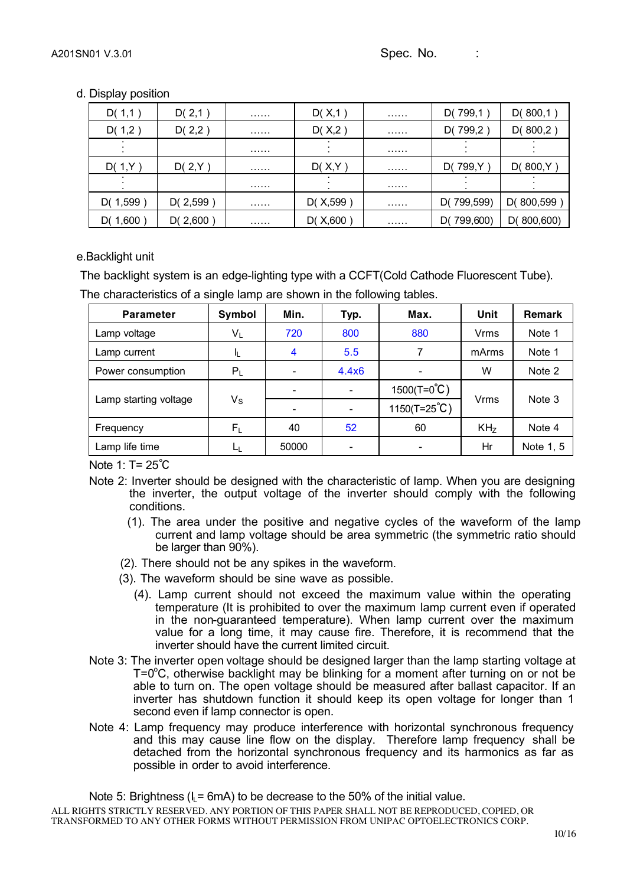d. Display position

| D( 1,1 ) | D( 2,1 ) | …… | D( X,1 ) | …… | D( 799,1 ) | D( 800,1 ) |
|---|---|---|---|---|---|---|
| D( 1,2 ) | D( 2,2 ) | …… | D( X,2 ) | …… | D( 799,2 ) | D( 800,2 ) |
| ⋮ | | …… | ⋮ | …… | ⋮ | ⋮ |
| D( 1,Y ) | D( 2,Y ) | …… | D( X,Y ) | …… | D( 799,Y ) | D( 800,Y ) |
| ⋮ | | …… | ⋮ | …… | ⋮ | ⋮ |
| D( 1,599 ) | D( 2,599 ) | …… | D( X,599 ) | …… | D( 799,599) | D( 800,599 ) |
| D( 1,600 ) | D( 2,600 ) | …… | D( X,600 ) | …… | D( 799,600) | D( 800,600) |

e.Backlight unit

The backlight system is an edge-lighting type with a CCFT(Cold Cathode Fluorescent Tube).
The characteristics of a single lamp are shown in the following tables.

| Parameter | Symbol | Min. | Typ. | Max. | Unit | Remark |
|---|---|---|---|---|---|---|
| Lamp voltage | $V_L$ | 720 | 800 | 880 | Vrms | Note 1 |
| Lamp current | $I_L$ | 4 | 5.5 | 7 | mArms | Note 1 |
| Power consumption | $P_L$ | - | 4.4x6 | - | W | Note 2 |
| Lamp starting voltage | $V_S$ | - | - | 1500(T=0℃) | Vrms | Note 3 |
| | | - | - | 1150(T=25℃) | | |
| Frequency | $F_L$ | 40 | 52 | 60 | KHz | Note 4 |
| Lamp life time | $L_L$ | 50000 | - | - | Hr | Note 1, 5 |

Note 1: T= 25℃

Note 2: Inverter should be designed with the characteristic of lamp. When you are designing the inverter, the output voltage of the inverter should comply with the following conditions.

(1). The area under the positive and negative cycles of the waveform of the lamp current and lamp voltage should be area symmetric (the symmetric ratio should be larger than 90%).

(2). There should not be any spikes in the waveform.

(3). The waveform should be sine wave as possible.

(4). Lamp current should not exceed the maximum value within the operating temperature (It is prohibited to over the maximum lamp current even if operated in the non-guaranteed temperature). When lamp current over the maximum value for a long time, it may cause fire. Therefore, it is recommend that the inverter should have the current limited circuit.

Note 3: The inverter open voltage should be designed larger than the lamp starting voltage at T=0℃, otherwise backlight may be blinking for a moment after turning on or not be able to turn on. The open voltage should be measured after ballast capacitor. If an inverter has shutdown function it should keep its open voltage for longer than 1 second even if lamp connector is open.

Note 4: Lamp frequency may produce interference with horizontal synchronous frequency and this may cause line flow on the display. Therefore lamp frequency shall be detached from the horizontal synchronous frequency and its harmonics as far as possible in order to avoid interference.

Note 5: Brightness ($I_L$= 6mA) to be decrease to the 50% of the initial value.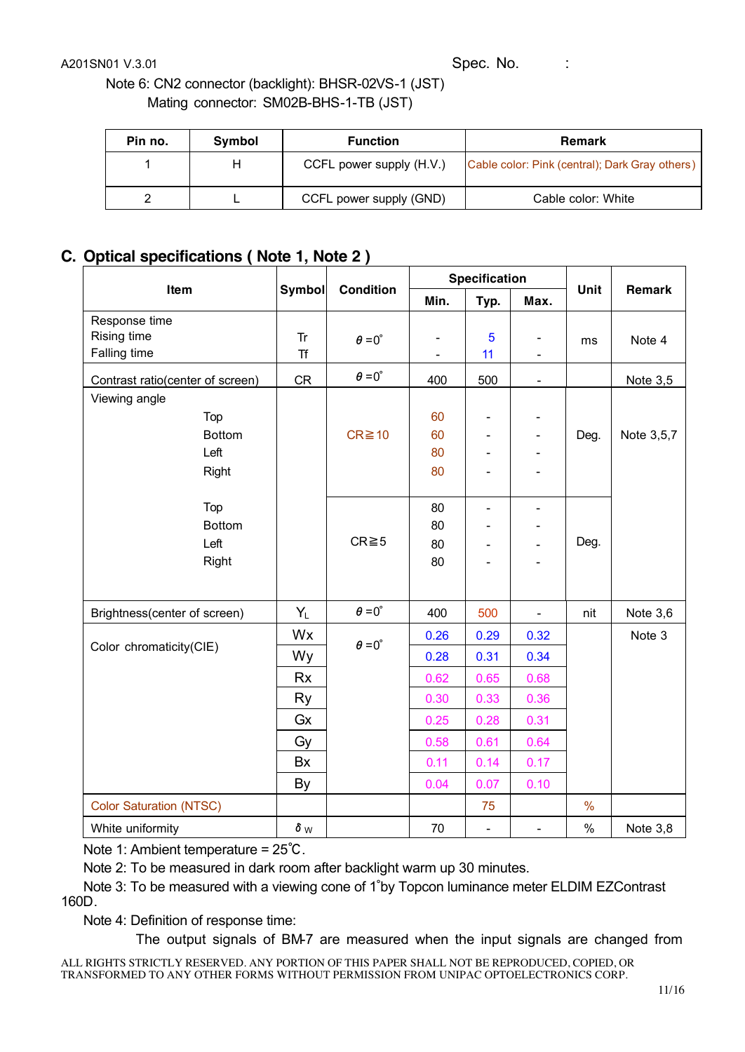Note 6: CN2 connector (backlight): BHSR-02VS-1 (JST)

Mating connector: SM02B-BHS-1-TB (JST)

| Pin no. | Symbol | Function | Remark |
|---|---|---|---|
| 1 | H | CCFL power supply (H.V.) | Cable color: Pink (central); Dark Gray others) |
| 2 | L | CCFL power supply (GND) | Cable color: White |

## C. Optical specifications ( Note 1, Note 2 )

| Item | | Symbol | Condition | Specification | | | Unit | Remark |
|---|---|---|---|---|---|---|---|---|
| | | | | Min. | Typ. | Max. | | |
| Response time | Rising time | Tr | θ=0° | - | 5 | - | ms | Note 4 |
| | Falling time | Tf | θ=0° | - | 11 | - | ms | Note 4 |
| Contrast ratio(center of screen) | | CR | θ=0° | 400 | 500 | - | | Note 3,5 |
| Viewing angle | Top | | CR≧10 | 60 | - | - | Deg. | Note 3,5,7 |
| | Bottom | | CR≧10 | 60 | - | - | Deg. | |
| | Left | | CR≧10 | 80 | - | - | Deg. | |
| | Right | | CR≧10 | 80 | - | - | Deg. | |
| | Top | | CR≧5 | 80 | - | - | Deg. | |
| | Bottom | | CR≧5 | 80 | - | - | Deg. | |
| | Left | | CR≧5 | 80 | - | - | Deg. | |
| | Right | | CR≧5 | 80 | - | - | Deg. | |
| Brightness(center of screen) | | $Y_L$ | θ=0° | 400 | 500 | - | nit | Note 3,6 |
| Color chromaticity(CIE) | | Wx | θ=0° | 0.26 | 0.29 | 0.32 | | Note 3 |
| | | Wy | | 0.28 | 0.31 | 0.34 | | |
| | | Rx | | 0.62 | 0.65 | 0.68 | | |
| | | Ry | | 0.30 | 0.33 | 0.36 | | |
| | | Gx | | 0.25 | 0.28 | 0.31 | | |
| | | Gy | | 0.58 | 0.61 | 0.64 | | |
| | | Bx | | 0.11 | 0.14 | 0.17 | | |
| | | By | | 0.04 | 0.07 | 0.10 | | |
| Color Saturation (NTSC) | | | | | 75 | | % | |
| White uniformity | | $\delta_W$ | | 70 | - | - | % | Note 3,8 |

Note 1: Ambient temperature = 25℃.

Note 2: To be measured in dark room after backlight warm up 30 minutes.

Note 3: To be measured with a viewing cone of 1°by Topcon luminance meter ELDIM EZContrast 160D.

Note 4: Definition of response time:

The output signals of BM-7 are measured when the input signals are changed from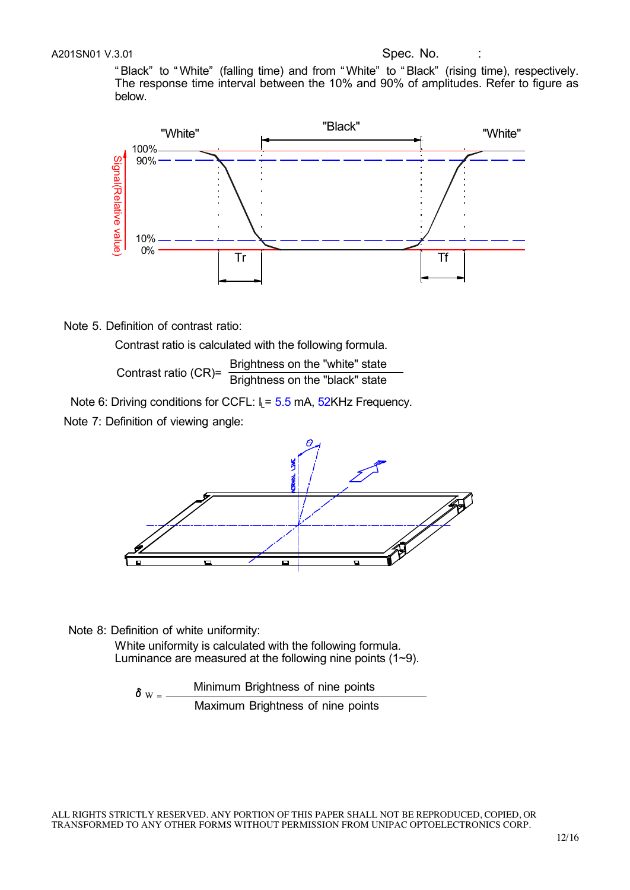"Black" to "White" (falling time) and from "White" to "Black" (rising time), respectively. The response time interval between the 10% and 90% of amplitudes. Refer to figure as below.

Note 5. Definition of contrast ratio:

Contrast ratio is calculated with the following formula.

$$\text{Contrast ratio (CR)} = \frac{\text{Brightness on the "white" state}}{\text{Brightness on the "black" state}}$$

Note 6: Driving conditions for CCFL: $I_L$ = 5.5 mA, 52KHz Frequency.

Note 7: Definition of viewing angle:

Note 8: Definition of white uniformity:

White uniformity is calculated with the following formula.
Luminance are measured at the following nine points (1~9).

$$\delta_W = \frac{\text{Minimum Brightness of nine points}}{\text{Maximum Brightness of nine points}}$$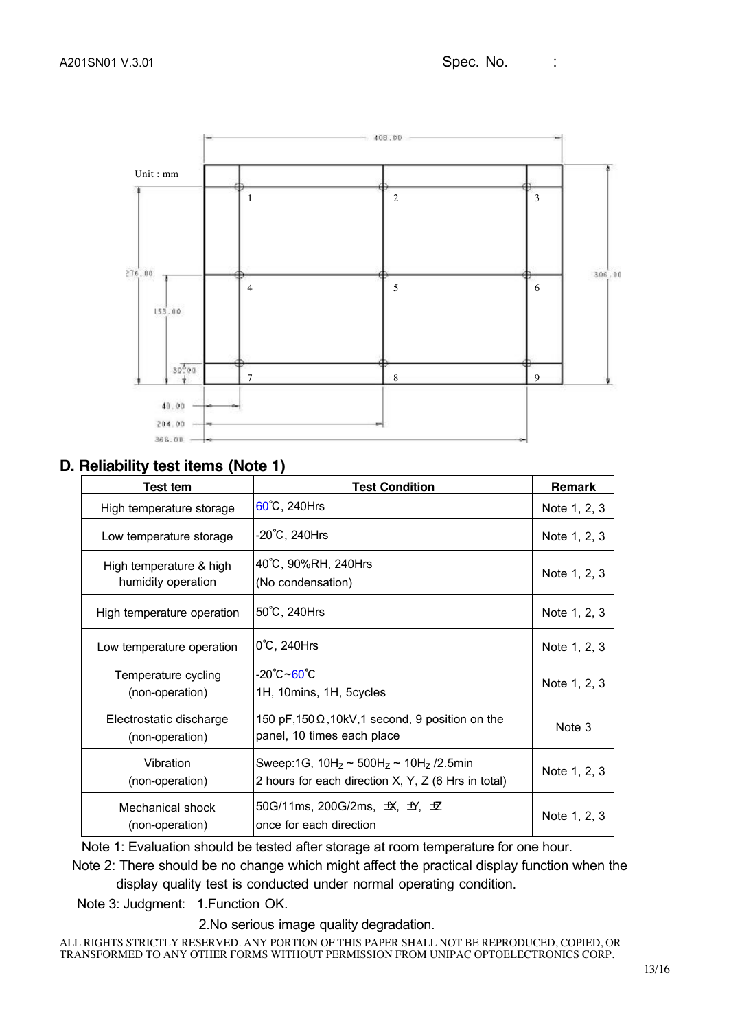Unit : mm

## D. Reliability test items (Note 1)

| Test tem | Test Condition | Remark |
|---|---|---|
| High temperature storage | 60℃, 240Hrs | Note 1, 2, 3 |
| Low temperature storage | -20℃, 240Hrs | Note 1, 2, 3 |
| High temperature & high humidity operation | 40℃, 90%RH, 240Hrs (No condensation) | Note 1, 2, 3 |
| High temperature operation | 50℃, 240Hrs | Note 1, 2, 3 |
| Low temperature operation | 0℃, 240Hrs | Note 1, 2, 3 |
| Temperature cycling (non-operation) | -20℃~60℃ 1H, 10mins, 1H, 5cycles | Note 1, 2, 3 |
| Electrostatic discharge (non-operation) | 150 pF,150Ω,10kV,1 second, 9 position on the panel, 10 times each place | Note 3 |
| Vibration (non-operation) | Sweep:1G, $10H_Z$ ~ $500H_Z$ ~ $10H_Z$ /2.5min 2 hours for each direction X, Y, Z (6 Hrs in total) | Note 1, 2, 3 |
| Mechanical shock (non-operation) | 50G/11ms, 200G/2ms, ±X, ±Y, ±Z once for each direction | Note 1, 2, 3 |

Note 1: Evaluation should be tested after storage at room temperature for one hour.

Note 2: There should be no change which might affect the practical display function when the display quality test is conducted under normal operating condition.

Note 3: Judgment: 1.Function OK.

2.No serious image quality degradation.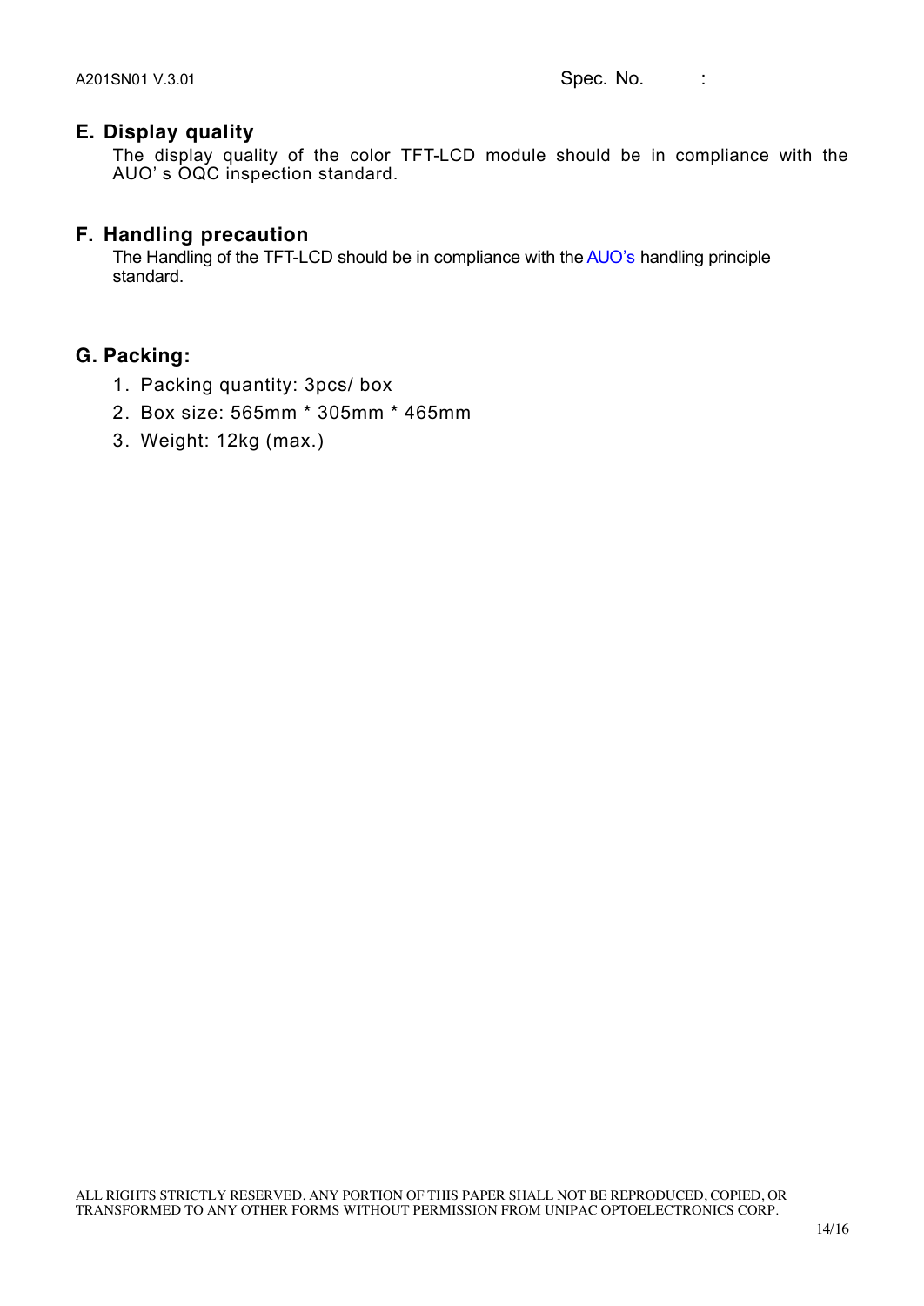## E. Display quality

The display quality of the color TFT-LCD module should be in compliance with the AUO' s OQC inspection standard.

## F. Handling precaution

The Handling of the TFT-LCD should be in compliance with the AUO's handling principle standard.

## G. Packing:

1. Packing quantity: 3pcs/ box
2. Box size: 565mm * 305mm * 465mm
3. Weight: 12kg (max.)

ALL RIGHTS STRICTLY RESERVED. ANY PORTION OF THIS PAPER SHALL NOT BE REPRODUCED, COPIED, OR TRANSFORMED TO ANY OTHER FORMS WITHOUT PERMISSION FROM UNIPAC OPTOELECTRONICS CORP.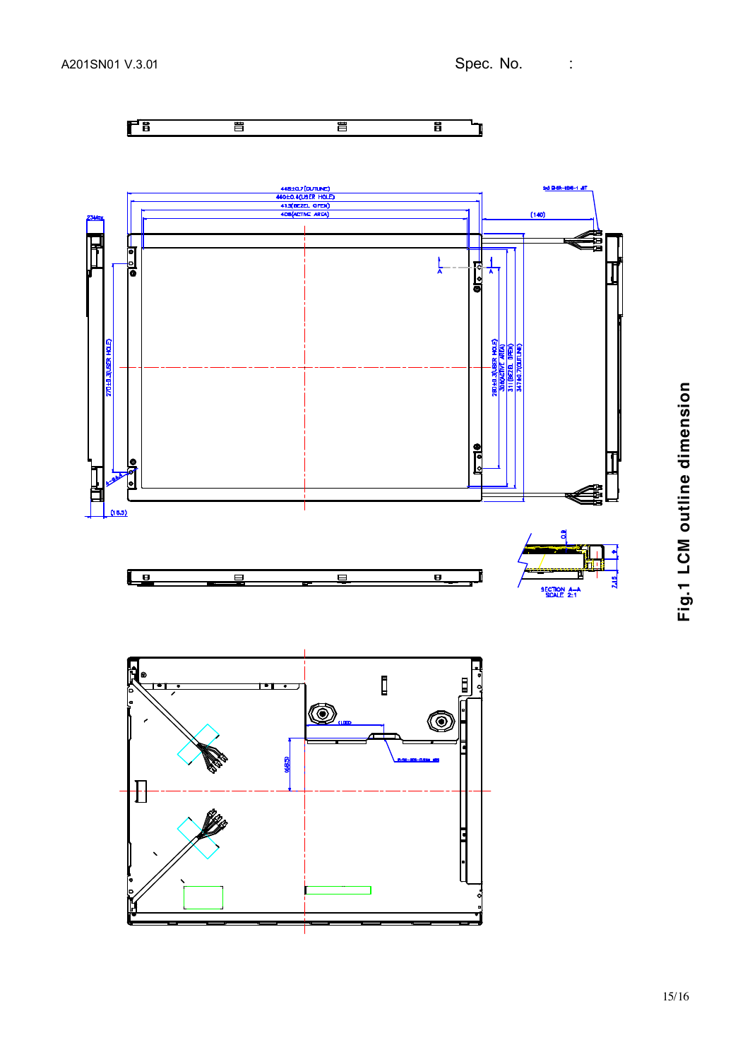Fig.1 LCM outline dimension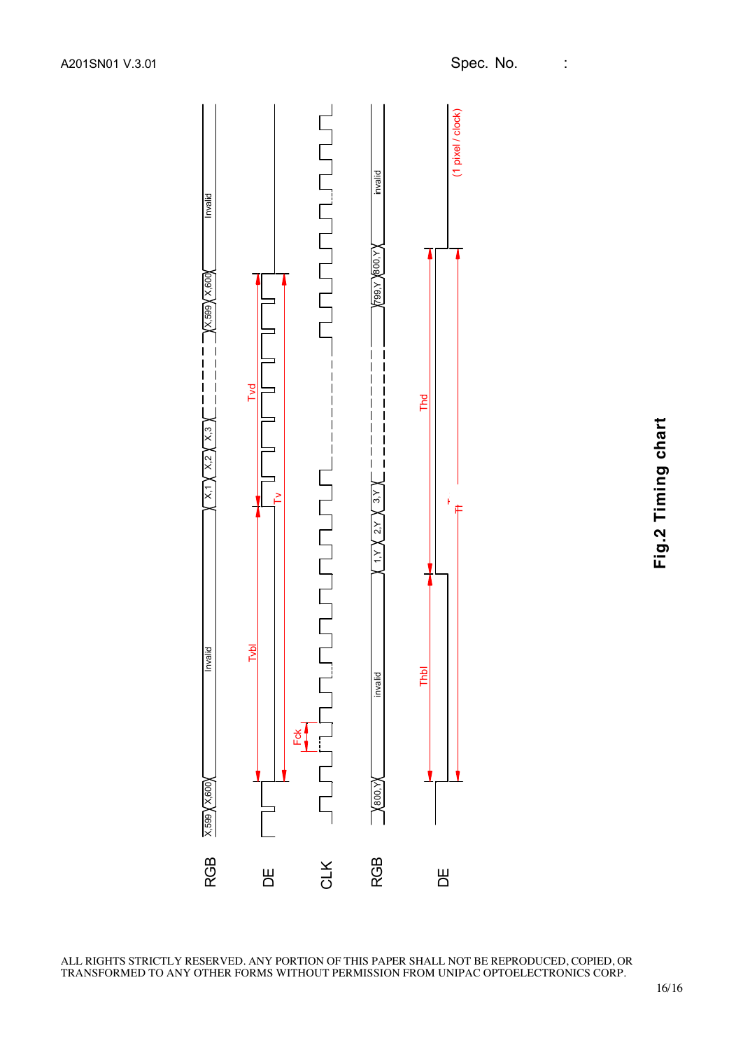RGB

DE

CLK

RGB

DE

X,599 X,600 Invalid X,1 X,2 X,3 X,599 X,600 Invalid

Tvbl Tv Tvd

Fck

800,Y invalid 1,Y 2,Y 3,Y 799,Y 800,Y invalid

Thbl Thd Th

(1 pixel / clock)

**Fig.2 Timing chart**

ALL RIGHTS STRICTLY RESERVED. ANY PORTION OF THIS PAPER SHALL NOT BE REPRODUCED, COPIED, OR TRANSFORMED TO ANY OTHER FORMS WITHOUT PERMISSION FROM UNIPAC OPTOELECTRONICS CORP.